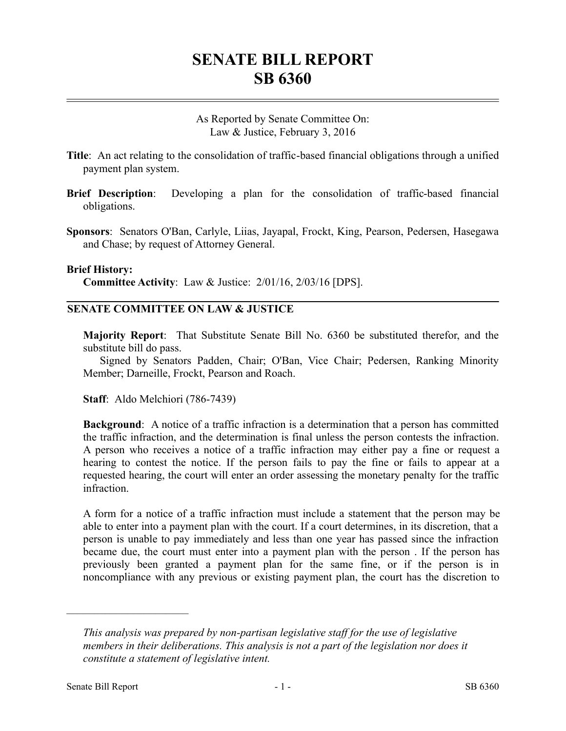# SENATE BILL REPORT
# SB 6360

As Reported by Senate Committee On:
Law & Justice, February 3, 2016

**Title**: An act relating to the consolidation of traffic-based financial obligations through a unified payment plan system.

**Brief Description**: Developing a plan for the consolidation of traffic-based financial obligations.

**Sponsors**: Senators O'Ban, Carlyle, Liias, Jayapal, Frockt, King, Pearson, Pedersen, Hasegawa and Chase; by request of Attorney General.

**Brief History:**
**Committee Activity**: Law & Justice: 2/01/16, 2/03/16 [DPS].

## SENATE COMMITTEE ON LAW & JUSTICE

**Majority Report**: That Substitute Senate Bill No. 6360 be substituted therefor, and the substitute bill do pass.
Signed by Senators Padden, Chair; O'Ban, Vice Chair; Pedersen, Ranking Minority Member; Darneille, Frockt, Pearson and Roach.

**Staff**: Aldo Melchiori (786-7439)

**Background**: A notice of a traffic infraction is a determination that a person has committed the traffic infraction, and the determination is final unless the person contests the infraction. A person who receives a notice of a traffic infraction may either pay a fine or request a hearing to contest the notice. If the person fails to pay the fine or fails to appear at a requested hearing, the court will enter an order assessing the monetary penalty for the traffic infraction.

A form for a notice of a traffic infraction must include a statement that the person may be able to enter into a payment plan with the court. If a court determines, in its discretion, that a person is unable to pay immediately and less than one year has passed since the infraction became due, the court must enter into a payment plan with the person . If the person has previously been granted a payment plan for the same fine, or if the person is in noncompliance with any previous or existing payment plan, the court has the discretion to

---

*This analysis was prepared by non-partisan legislative staff for the use of legislative members in their deliberations. This analysis is not a part of the legislation nor does it constitute a statement of legislative intent.*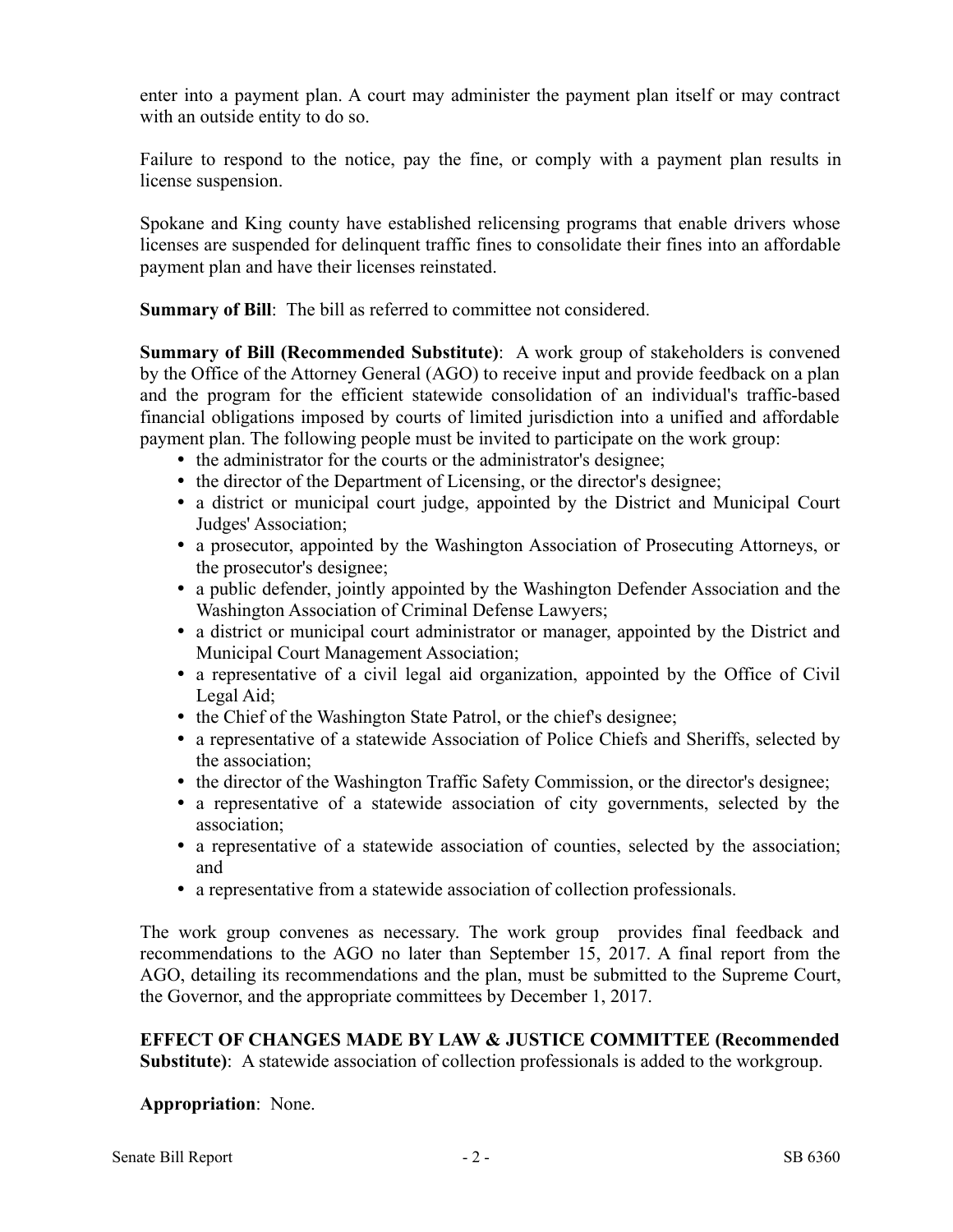enter into a payment plan. A court may administer the payment plan itself or may contract with an outside entity to do so.

Failure to respond to the notice, pay the fine, or comply with a payment plan results in license suspension.

Spokane and King county have established relicensing programs that enable drivers whose licenses are suspended for delinquent traffic fines to consolidate their fines into an affordable payment plan and have their licenses reinstated.

**Summary of Bill**: The bill as referred to committee not considered.

**Summary of Bill (Recommended Substitute)**: A work group of stakeholders is convened by the Office of the Attorney General (AGO) to receive input and provide feedback on a plan and the program for the efficient statewide consolidation of an individual's traffic-based financial obligations imposed by courts of limited jurisdiction into a unified and affordable payment plan. The following people must be invited to participate on the work group:

- the administrator for the courts or the administrator's designee;
- the director of the Department of Licensing, or the director's designee;
- a district or municipal court judge, appointed by the District and Municipal Court Judges' Association;
- a prosecutor, appointed by the Washington Association of Prosecuting Attorneys, or the prosecutor's designee;
- a public defender, jointly appointed by the Washington Defender Association and the Washington Association of Criminal Defense Lawyers;
- a district or municipal court administrator or manager, appointed by the District and Municipal Court Management Association;
- a representative of a civil legal aid organization, appointed by the Office of Civil Legal Aid;
- the Chief of the Washington State Patrol, or the chief's designee;
- a representative of a statewide Association of Police Chiefs and Sheriffs, selected by the association;
- the director of the Washington Traffic Safety Commission, or the director's designee;
- a representative of a statewide association of city governments, selected by the association;
- a representative of a statewide association of counties, selected by the association; and
- a representative from a statewide association of collection professionals.

The work group convenes as necessary. The work group provides final feedback and recommendations to the AGO no later than September 15, 2017. A final report from the AGO, detailing its recommendations and the plan, must be submitted to the Supreme Court, the Governor, and the appropriate committees by December 1, 2017.

**EFFECT OF CHANGES MADE BY LAW & JUSTICE COMMITTEE (Recommended Substitute)**: A statewide association of collection professionals is added to the workgroup.

**Appropriation**: None.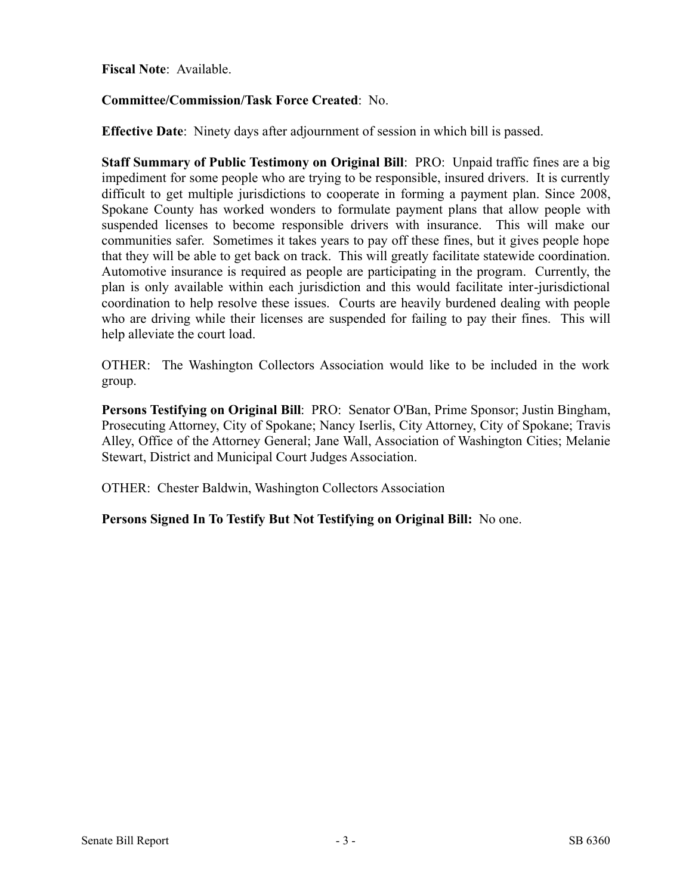**Fiscal Note**: Available.

**Committee/Commission/Task Force Created**: No.

**Effective Date**: Ninety days after adjournment of session in which bill is passed.

**Staff Summary of Public Testimony on Original Bill**: PRO: Unpaid traffic fines are a big impediment for some people who are trying to be responsible, insured drivers. It is currently difficult to get multiple jurisdictions to cooperate in forming a payment plan. Since 2008, Spokane County has worked wonders to formulate payment plans that allow people with suspended licenses to become responsible drivers with insurance. This will make our communities safer. Sometimes it takes years to pay off these fines, but it gives people hope that they will be able to get back on track. This will greatly facilitate statewide coordination. Automotive insurance is required as people are participating in the program. Currently, the plan is only available within each jurisdiction and this would facilitate inter-jurisdictional coordination to help resolve these issues. Courts are heavily burdened dealing with people who are driving while their licenses are suspended for failing to pay their fines. This will help alleviate the court load.

OTHER: The Washington Collectors Association would like to be included in the work group.

**Persons Testifying on Original Bill**: PRO: Senator O'Ban, Prime Sponsor; Justin Bingham, Prosecuting Attorney, City of Spokane; Nancy Iserlis, City Attorney, City of Spokane; Travis Alley, Office of the Attorney General; Jane Wall, Association of Washington Cities; Melanie Stewart, District and Municipal Court Judges Association.

OTHER: Chester Baldwin, Washington Collectors Association

**Persons Signed In To Testify But Not Testifying on Original Bill:** No one.